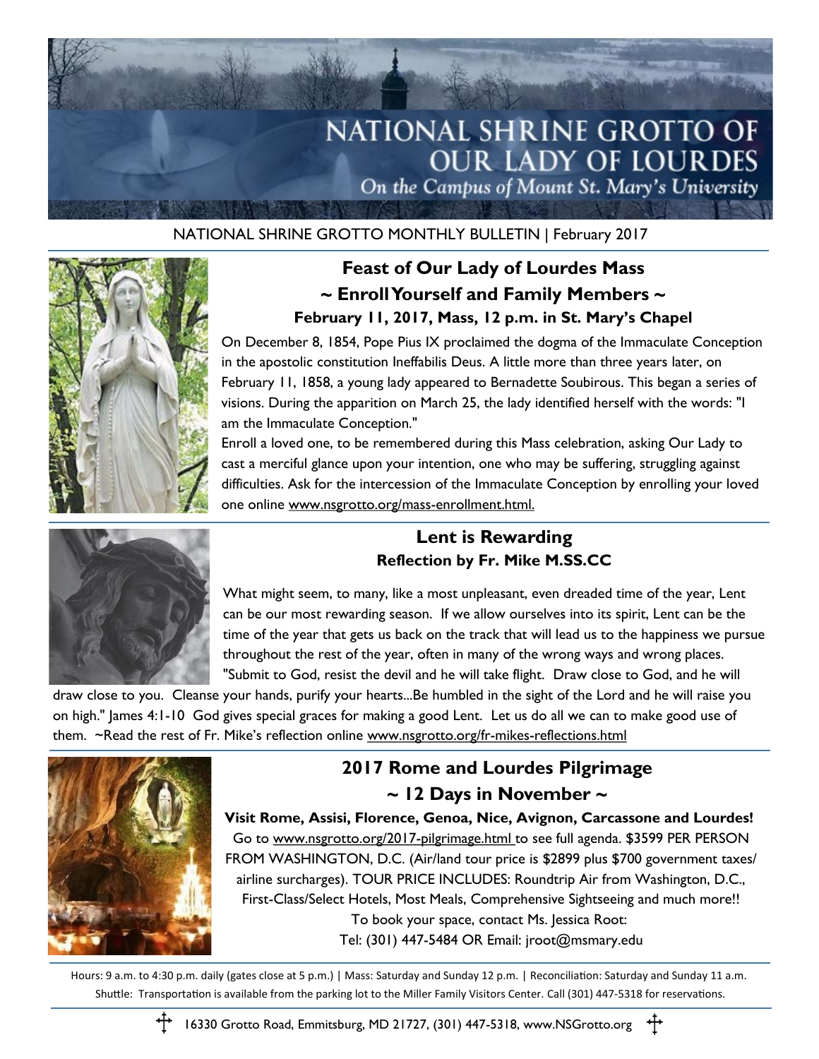# NATIONAL SHRINE GROTTO OF OUR LADY OF LOURDES

*On the Campus of Mount St. Mary's University*

NATIONAL SHRINE GROTTO MONTHLY BULLETIN | February 2017

## Feast of Our Lady of Lourdes Mass

### ~ Enroll Yourself and Family Members ~

**February 11, 2017, Mass, 12 p.m. in St. Mary's Chapel**

On December 8, 1854, Pope Pius IX proclaimed the dogma of the Immaculate Conception in the apostolic constitution Ineffabilis Deus. A little more than three years later, on February 11, 1858, a young lady appeared to Bernadette Soubirous. This began a series of visions. During the apparition on March 25, the lady identified herself with the words: "I am the Immaculate Conception."

Enroll a loved one, to be remembered during this Mass celebration, asking Our Lady to cast a merciful glance upon your intention, one who may be suffering, struggling against difficulties. Ask for the intercession of the Immaculate Conception by enrolling your loved one online www.nsgrotto.org/mass-enrollment.html.

## Lent is Rewarding

**Reflection by Fr. Mike M.SS.CC**

What might seem, to many, like a most unpleasant, even dreaded time of the year, Lent can be our most rewarding season. If we allow ourselves into its spirit, Lent can be the time of the year that gets us back on the track that will lead us to the happiness we pursue throughout the rest of the year, often in many of the wrong ways and wrong places. "Submit to God, resist the devil and he will take flight. Draw close to God, and he will draw close to you. Cleanse your hands, purify your hearts...Be humbled in the sight of the Lord and he will raise you on high." James 4:1-10 God gives special graces for making a good Lent. Let us do all we can to make good use of them. ~Read the rest of Fr. Mike's reflection online www.nsgrotto.org/fr-mikes-reflections.html

## 2017 Rome and Lourdes Pilgrimage

### ~ 12 Days in November ~

**Visit Rome, Assisi, Florence, Genoa, Nice, Avignon, Carcassone and Lourdes!**

Go to www.nsgrotto.org/2017-pilgrimage.html to see full agenda. $3599 PER PERSON FROM WASHINGTON, D.C. (Air/land tour price is $2899 plus $700 government taxes/ airline surcharges). TOUR PRICE INCLUDES: Roundtrip Air from Washington, D.C., First-Class/Select Hotels, Most Meals, Comprehensive Sightseeing and much more!!

To book your space, contact Ms. Jessica Root:

Tel: (301) 447-5484 OR Email: jroot@msmary.edu

Hours: 9 a.m. to 4:30 p.m. daily (gates close at 5 p.m.) | Mass: Saturday and Sunday 12 p.m. | Reconciliation: Saturday and Sunday 11 a.m.
Shuttle: Transportation is available from the parking lot to the Miller Family Visitors Center. Call (301) 447-5318 for reservations.

16330 Grotto Road, Emmitsburg, MD 21727, (301) 447-5318, www.NSGrotto.org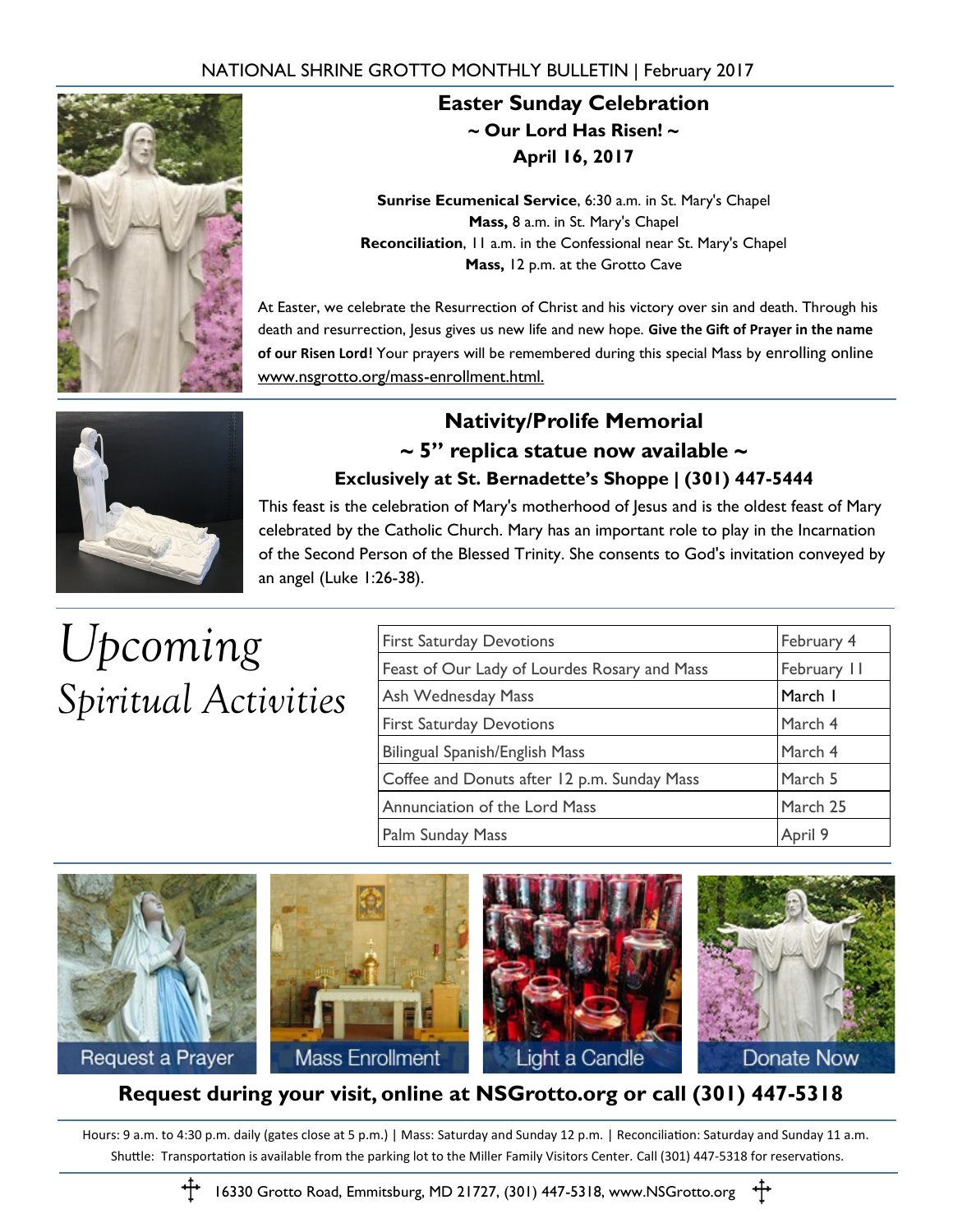NATIONAL SHRINE GROTTO MONTHLY BULLETIN | February 2017

## Easter Sunday Celebration

**~ Our Lord Has Risen! ~**

**April 16, 2017**

**Sunrise Ecumenical Service**, 6:30 a.m. in St. Mary's Chapel
**Mass,** 8 a.m. in St. Mary's Chapel
**Reconciliation**, 11 a.m. in the Confessional near St. Mary's Chapel
**Mass,** 12 p.m. at the Grotto Cave

At Easter, we celebrate the Resurrection of Christ and his victory over sin and death. Through his death and resurrection, Jesus gives us new life and new hope. **Give the Gift of Prayer in the name of our Risen Lord!** Your prayers will be remembered during this special Mass by enrolling online www.nsgrotto.org/mass-enrollment.html.

## Nativity/Prolife Memorial

**~ 5" replica statue now available ~**

**Exclusively at St. Bernadette's Shoppe | (301) 447-5444**

This feast is the celebration of Mary's motherhood of Jesus and is the oldest feast of Mary celebrated by the Catholic Church. Mary has an important role to play in the Incarnation of the Second Person of the Blessed Trinity. She consents to God's invitation conveyed by an angel (Luke 1:26-38).

## *Upcoming Spiritual Activities*

| | |
|---|---|
| First Saturday Devotions | February 4 |
| Feast of Our Lady of Lourdes Rosary and Mass | February 11 |
| Ash Wednesday Mass | March 1 |
| First Saturday Devotions | March 4 |
| Bilingual Spanish/English Mass | March 4 |
| Coffee and Donuts after 12 p.m. Sunday Mass | March 5 |
| Annunciation of the Lord Mass | March 25 |
| Palm Sunday Mass | April 9 |

Request a Prayer | Mass Enrollment | Light a Candle | Donate Now

**Request during your visit, online at NSGrotto.org or call (301) 447-5318**

Hours: 9 a.m. to 4:30 p.m. daily (gates close at 5 p.m.) | Mass: Saturday and Sunday 12 p.m. | Reconciliation: Saturday and Sunday 11 a.m.
Shuttle: Transportation is available from the parking lot to the Miller Family Visitors Center. Call (301) 447-5318 for reservations.

16330 Grotto Road, Emmitsburg, MD 21727, (301) 447-5318, www.NSGrotto.org